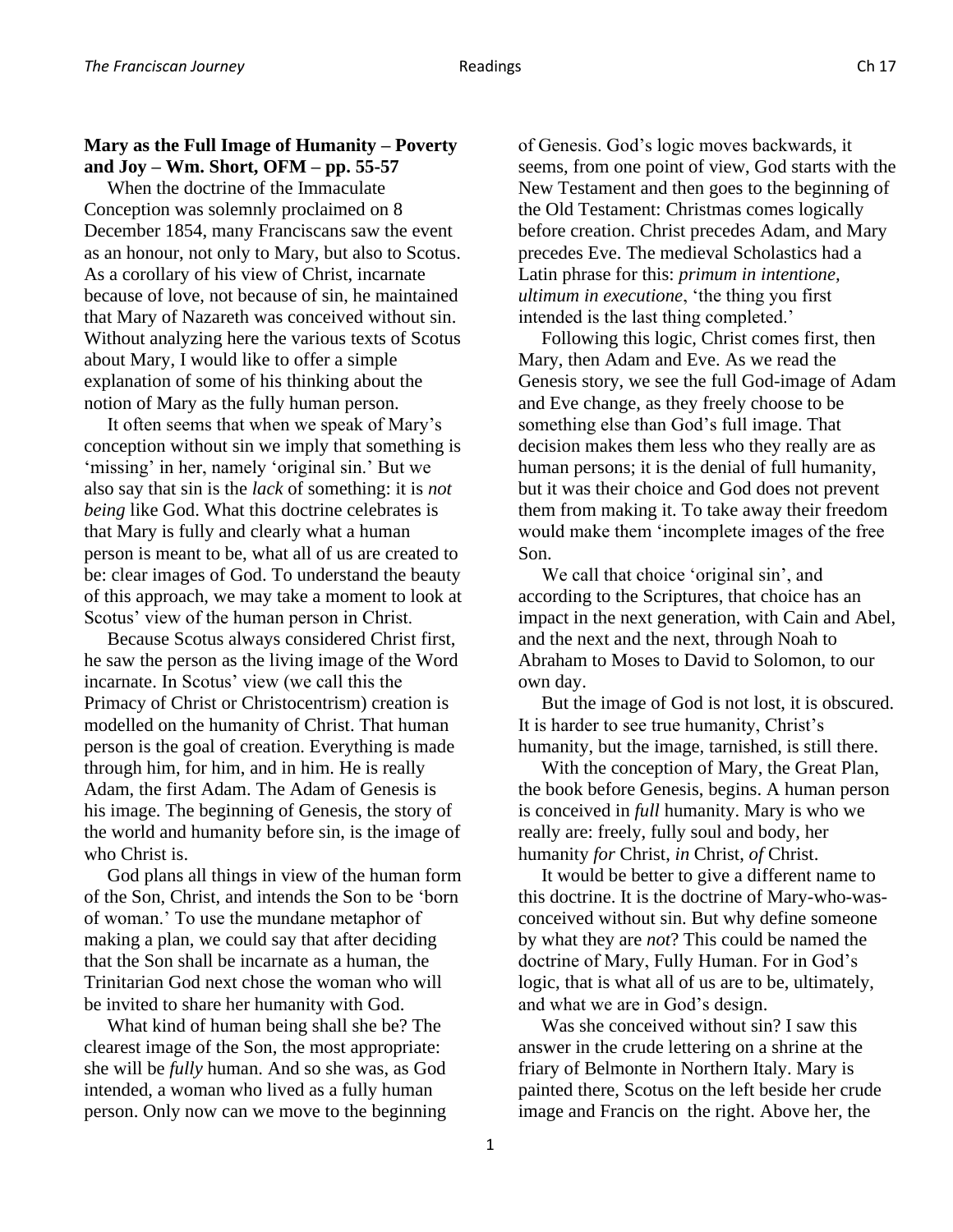**Mary as the Full Image of Humanity – Poverty and Joy – Wm. Short, OFM – pp. 55-57**

When the doctrine of the Immaculate Conception was solemnly proclaimed on 8 December 1854, many Franciscans saw the event as an honour, not only to Mary, but also to Scotus. As a corollary of his view of Christ, incarnate because of love, not because of sin, he maintained that Mary of Nazareth was conceived without sin. Without analyzing here the various texts of Scotus about Mary, I would like to offer a simple explanation of some of his thinking about the notion of Mary as the fully human person.

It often seems that when we speak of Mary's conception without sin we imply that something is 'missing' in her, namely 'original sin.' But we also say that sin is the *lack* of something: it is *not being* like God. What this doctrine celebrates is that Mary is fully and clearly what a human person is meant to be, what all of us are created to be: clear images of God. To understand the beauty of this approach, we may take a moment to look at Scotus' view of the human person in Christ.

Because Scotus always considered Christ first, he saw the person as the living image of the Word incarnate. In Scotus' view (we call this the Primacy of Christ or Christocentrism) creation is modelled on the humanity of Christ. That human person is the goal of creation. Everything is made through him, for him, and in him. He is really Adam, the first Adam. The Adam of Genesis is his image. The beginning of Genesis, the story of the world and humanity before sin, is the image of who Christ is.

God plans all things in view of the human form of the Son, Christ, and intends the Son to be 'born of woman.' To use the mundane metaphor of making a plan, we could say that after deciding that the Son shall be incarnate as a human, the Trinitarian God next chose the woman who will be invited to share her humanity with God.

What kind of human being shall she be? The clearest image of the Son, the most appropriate: she will be *fully* human. And so she was, as God intended, a woman who lived as a fully human person. Only now can we move to the beginning of Genesis. God's logic moves backwards, it seems, from one point of view, God starts with the New Testament and then goes to the beginning of the Old Testament: Christmas comes logically before creation. Christ precedes Adam, and Mary precedes Eve. The medieval Scholastics had a Latin phrase for this: *primum in intentione, ultimum in executione*, 'the thing you first intended is the last thing completed.'

Following this logic, Christ comes first, then Mary, then Adam and Eve. As we read the Genesis story, we see the full God-image of Adam and Eve change, as they freely choose to be something else than God's full image. That decision makes them less who they really are as human persons; it is the denial of full humanity, but it was their choice and God does not prevent them from making it. To take away their freedom would make them 'incomplete images of the free Son.

We call that choice 'original sin', and according to the Scriptures, that choice has an impact in the next generation, with Cain and Abel, and the next and the next, through Noah to Abraham to Moses to David to Solomon, to our own day.

But the image of God is not lost, it is obscured. It is harder to see true humanity, Christ's humanity, but the image, tarnished, is still there.

With the conception of Mary, the Great Plan, the book before Genesis, begins. A human person is conceived in *full* humanity. Mary is who we really are: freely, fully soul and body, her humanity *for* Christ, *in* Christ, *of* Christ.

It would be better to give a different name to this doctrine. It is the doctrine of Mary-who-was-conceived without sin. But why define someone by what they are *not*? This could be named the doctrine of Mary, Fully Human. For in God's logic, that is what all of us are to be, ultimately, and what we are in God's design.

Was she conceived without sin? I saw this answer in the crude lettering on a shrine at the friary of Belmonte in Northern Italy. Mary is painted there, Scotus on the left beside her crude image and Francis on the right. Above her, the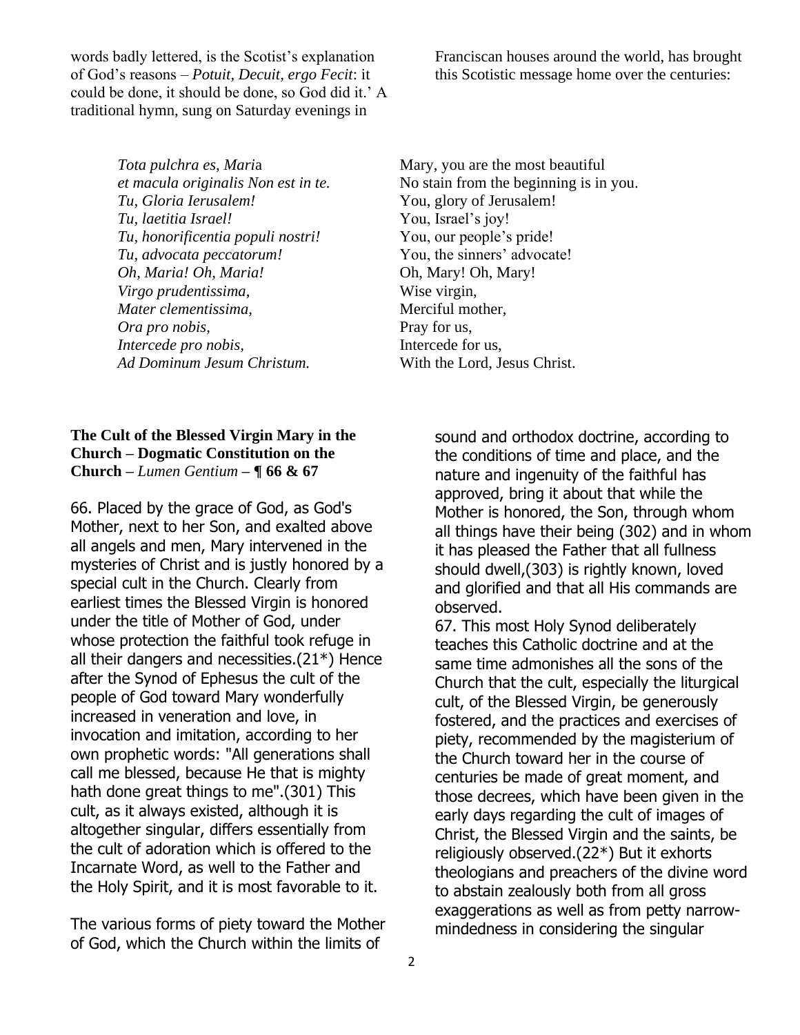words badly lettered, is the Scotist's explanation of God's reasons – *Potuit, Decuit, ergo Fecit*: it could be done, it should be done, so God did it.' A traditional hymn, sung on Saturday evenings in Franciscan houses around the world, has brought this Scotistic message home over the centuries:

| | |
|---|---|
| *Tota pulchra es, Maria* | Mary, you are the most beautiful |
| *et macula originalis Non est in te.* | No stain from the beginning is in you. |
| *Tu, Gloria Ierusalem!* | You, glory of Jerusalem! |
| *Tu, laetitia Israel!* | You, Israel's joy! |
| *Tu, honorificentia populi nostri!* | You, our people's pride! |
| *Tu, advocata peccatorum!* | You, the sinners' advocate! |
| *Oh, Maria! Oh, Maria!* | Oh, Mary! Oh, Mary! |
| *Virgo prudentissima,* | Wise virgin, |
| *Mater clementissima,* | Merciful mother, |
| *Ora pro nobis,* | Pray for us, |
| *Intercede pro nobis,* | Intercede for us, |
| *Ad Dominum Jesum Christum.* | With the Lord, Jesus Christ. |

**The Cult of the Blessed Virgin Mary in the Church – Dogmatic Constitution on the Church –** ***Lumen Gentium*** **– ¶ 66 & 67**

66. Placed by the grace of God, as God's Mother, next to her Son, and exalted above all angels and men, Mary intervened in the mysteries of Christ and is justly honored by a special cult in the Church. Clearly from earliest times the Blessed Virgin is honored under the title of Mother of God, under whose protection the faithful took refuge in all their dangers and necessities.(21*) Hence after the Synod of Ephesus the cult of the people of God toward Mary wonderfully increased in veneration and love, in invocation and imitation, according to her own prophetic words: "All generations shall call me blessed, because He that is mighty hath done great things to me".(301) This cult, as it always existed, although it is altogether singular, differs essentially from the cult of adoration which is offered to the Incarnate Word, as well to the Father and the Holy Spirit, and it is most favorable to it.

The various forms of piety toward the Mother of God, which the Church within the limits of sound and orthodox doctrine, according to the conditions of time and place, and the nature and ingenuity of the faithful has approved, bring it about that while the Mother is honored, the Son, through whom all things have their being (302) and in whom it has pleased the Father that all fullness should dwell,(303) is rightly known, loved and glorified and that all His commands are observed.

67. This most Holy Synod deliberately teaches this Catholic doctrine and at the same time admonishes all the sons of the Church that the cult, especially the liturgical cult, of the Blessed Virgin, be generously fostered, and the practices and exercises of piety, recommended by the magisterium of the Church toward her in the course of centuries be made of great moment, and those decrees, which have been given in the early days regarding the cult of images of Christ, the Blessed Virgin and the saints, be religiously observed.(22*) But it exhorts theologians and preachers of the divine word to abstain zealously both from all gross exaggerations as well as from petty narrow-mindedness in considering the singular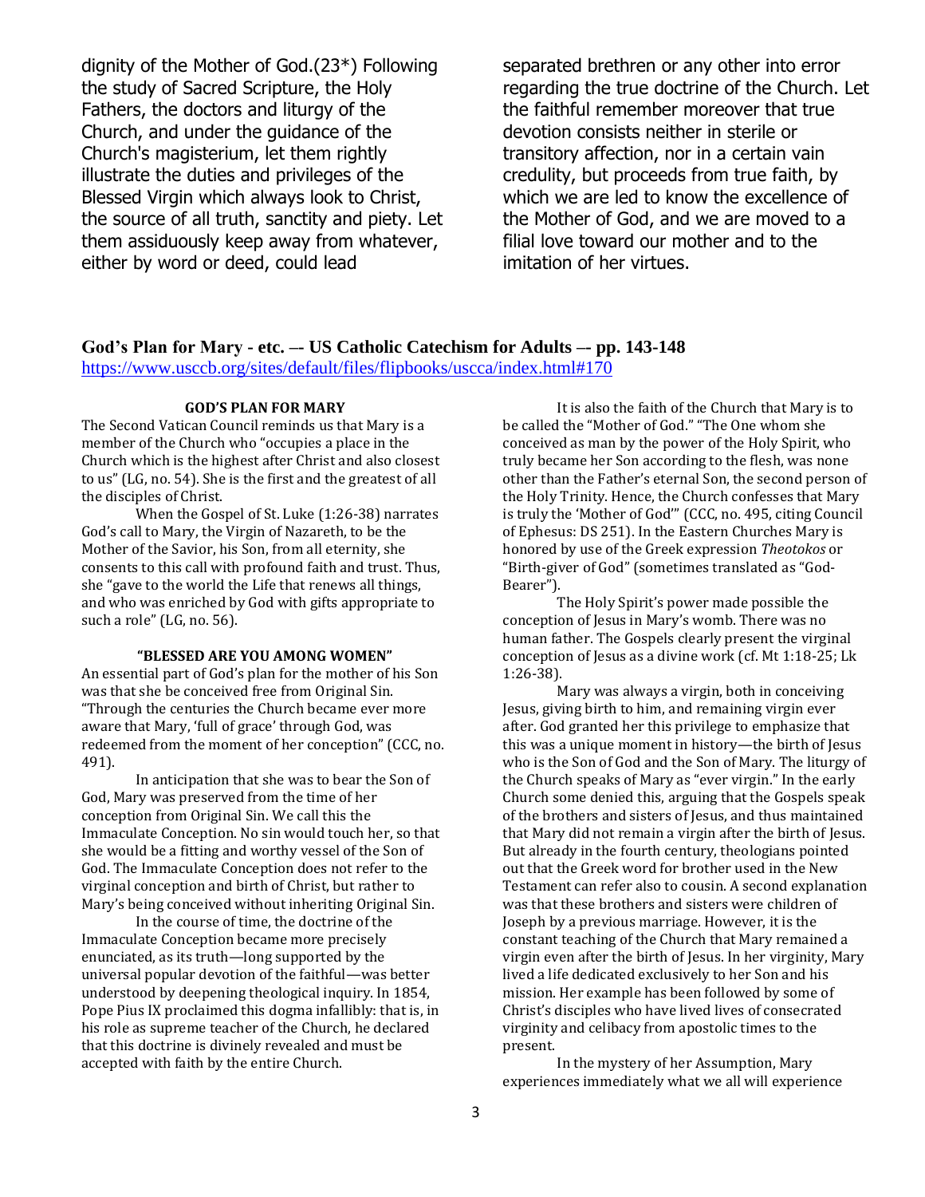dignity of the Mother of God.(23*) Following the study of Sacred Scripture, the Holy Fathers, the doctors and liturgy of the Church, and under the guidance of the Church's magisterium, let them rightly illustrate the duties and privileges of the Blessed Virgin which always look to Christ, the source of all truth, sanctity and piety. Let them assiduously keep away from whatever, either by word or deed, could lead separated brethren or any other into error regarding the true doctrine of the Church. Let the faithful remember moreover that true devotion consists neither in sterile or transitory affection, nor in a certain vain credulity, but proceeds from true faith, by which we are led to know the excellence of the Mother of God, and we are moved to a filial love toward our mother and to the imitation of her virtues.

## God's Plan for Mary - etc. –- US Catholic Catechism for Adults –- pp. 143-148

https://www.usccb.org/sites/default/files/flipbooks/uscca/index.html#170

### GOD'S PLAN FOR MARY

The Second Vatican Council reminds us that Mary is a member of the Church who "occupies a place in the Church which is the highest after Christ and also closest to us" (LG, no. 54). She is the first and the greatest of all the disciples of Christ.

When the Gospel of St. Luke (1:26-38) narrates God's call to Mary, the Virgin of Nazareth, to be the Mother of the Savior, his Son, from all eternity, she consents to this call with profound faith and trust. Thus, she "gave to the world the Life that renews all things, and who was enriched by God with gifts appropriate to such a role" (LG, no. 56).

### "BLESSED ARE YOU AMONG WOMEN"

An essential part of God's plan for the mother of his Son was that she be conceived free from Original Sin. "Through the centuries the Church became ever more aware that Mary, 'full of grace' through God, was redeemed from the moment of her conception" (CCC, no. 491).

In anticipation that she was to bear the Son of God, Mary was preserved from the time of her conception from Original Sin. We call this the Immaculate Conception. No sin would touch her, so that she would be a fitting and worthy vessel of the Son of God. The Immaculate Conception does not refer to the virginal conception and birth of Christ, but rather to Mary's being conceived without inheriting Original Sin.

In the course of time, the doctrine of the Immaculate Conception became more precisely enunciated, as its truth—long supported by the universal popular devotion of the faithful—was better understood by deepening theological inquiry. In 1854, Pope Pius IX proclaimed this dogma infallibly: that is, in his role as supreme teacher of the Church, he declared that this doctrine is divinely revealed and must be accepted with faith by the entire Church.

It is also the faith of the Church that Mary is to be called the "Mother of God." "The One whom she conceived as man by the power of the Holy Spirit, who truly became her Son according to the flesh, was none other than the Father's eternal Son, the second person of the Holy Trinity. Hence, the Church confesses that Mary is truly the 'Mother of God'" (CCC, no. 495, citing Council of Ephesus: DS 251). In the Eastern Churches Mary is honored by use of the Greek expression *Theotokos* or "Birth-giver of God" (sometimes translated as "God-Bearer").

The Holy Spirit's power made possible the conception of Jesus in Mary's womb. There was no human father. The Gospels clearly present the virginal conception of Jesus as a divine work (cf. Mt 1:18-25; Lk 1:26-38).

Mary was always a virgin, both in conceiving Jesus, giving birth to him, and remaining virgin ever after. God granted her this privilege to emphasize that this was a unique moment in history—the birth of Jesus who is the Son of God and the Son of Mary. The liturgy of the Church speaks of Mary as "ever virgin." In the early Church some denied this, arguing that the Gospels speak of the brothers and sisters of Jesus, and thus maintained that Mary did not remain a virgin after the birth of Jesus. But already in the fourth century, theologians pointed out that the Greek word for brother used in the New Testament can refer also to cousin. A second explanation was that these brothers and sisters were children of Joseph by a previous marriage. However, it is the constant teaching of the Church that Mary remained a virgin even after the birth of Jesus. In her virginity, Mary lived a life dedicated exclusively to her Son and his mission. Her example has been followed by some of Christ's disciples who have lived lives of consecrated virginity and celibacy from apostolic times to the present.

In the mystery of her Assumption, Mary experiences immediately what we all will experience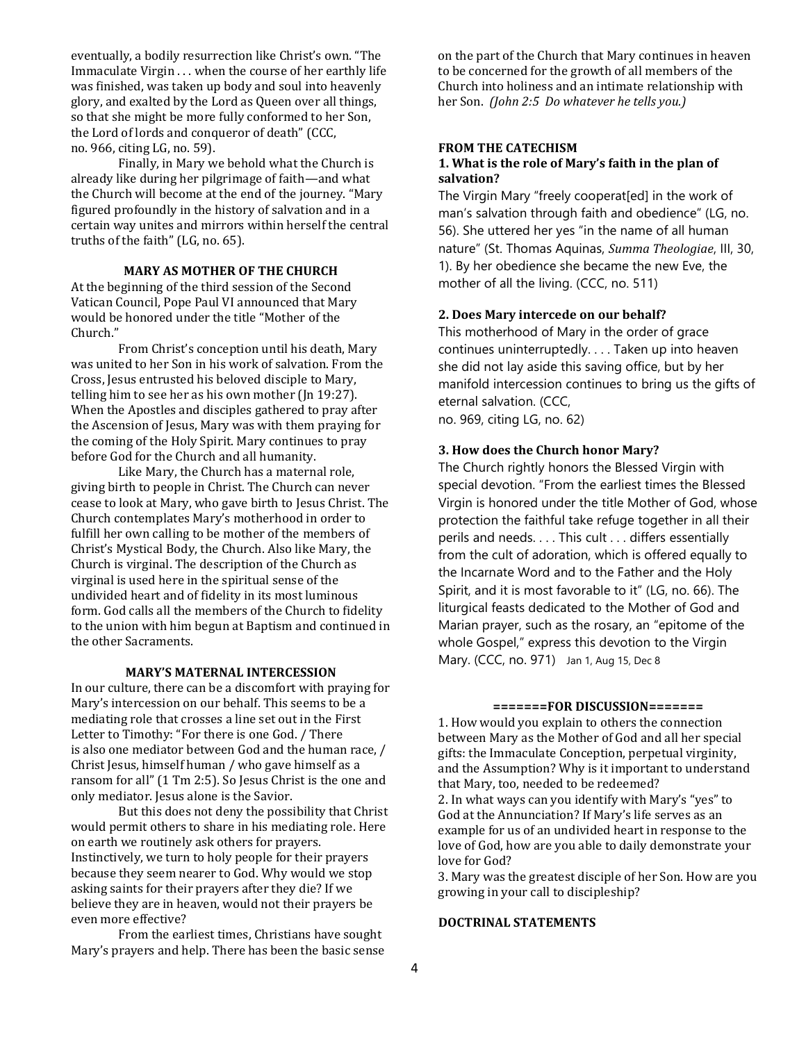eventually, a bodily resurrection like Christ's own. "The Immaculate Virgin . . . when the course of her earthly life was finished, was taken up body and soul into heavenly glory, and exalted by the Lord as Queen over all things, so that she might be more fully conformed to her Son, the Lord of lords and conqueror of death" (CCC, no. 966, citing LG, no. 59).

Finally, in Mary we behold what the Church is already like during her pilgrimage of faith—and what the Church will become at the end of the journey. "Mary figured profoundly in the history of salvation and in a certain way unites and mirrors within herself the central truths of the faith" (LG, no. 65).

**MARY AS MOTHER OF THE CHURCH**

At the beginning of the third session of the Second Vatican Council, Pope Paul VI announced that Mary would be honored under the title "Mother of the Church."

From Christ's conception until his death, Mary was united to her Son in his work of salvation. From the Cross, Jesus entrusted his beloved disciple to Mary, telling him to see her as his own mother (Jn 19:27). When the Apostles and disciples gathered to pray after the Ascension of Jesus, Mary was with them praying for the coming of the Holy Spirit. Mary continues to pray before God for the Church and all humanity.

Like Mary, the Church has a maternal role, giving birth to people in Christ. The Church can never cease to look at Mary, who gave birth to Jesus Christ. The Church contemplates Mary's motherhood in order to fulfill her own calling to be mother of the members of Christ's Mystical Body, the Church. Also like Mary, the Church is virginal. The description of the Church as virginal is used here in the spiritual sense of the undivided heart and of fidelity in its most luminous form. God calls all the members of the Church to fidelity to the union with him begun at Baptism and continued in the other Sacraments.

**MARY'S MATERNAL INTERCESSION**

In our culture, there can be a discomfort with praying for Mary's intercession on our behalf. This seems to be a mediating role that crosses a line set out in the First Letter to Timothy: "For there is one God. / There is also one mediator between God and the human race, / Christ Jesus, himself human / who gave himself as a ransom for all" (1 Tm 2:5). So Jesus Christ is the one and only mediator. Jesus alone is the Savior.

But this does not deny the possibility that Christ would permit others to share in his mediating role. Here on earth we routinely ask others for prayers. Instinctively, we turn to holy people for their prayers because they seem nearer to God. Why would we stop asking saints for their prayers after they die? If we believe they are in heaven, would not their prayers be even more effective?

From the earliest times, Christians have sought Mary's prayers and help. There has been the basic sense on the part of the Church that Mary continues in heaven to be concerned for the growth of all members of the Church into holiness and an intimate relationship with her Son. *(John 2:5 Do whatever he tells you.)*

**FROM THE CATECHISM**

**1. What is the role of Mary's faith in the plan of salvation?**

The Virgin Mary "freely cooperat[ed] in the work of man's salvation through faith and obedience" (LG, no. 56). She uttered her yes "in the name of all human nature" (St. Thomas Aquinas, *Summa Theologiae*, III, 30, 1). By her obedience she became the new Eve, the mother of all the living. (CCC, no. 511)

**2. Does Mary intercede on our behalf?**

This motherhood of Mary in the order of grace continues uninterruptedly. . . . Taken up into heaven she did not lay aside this saving office, but by her manifold intercession continues to bring us the gifts of eternal salvation. (CCC, no. 969, citing LG, no. 62)

**3. How does the Church honor Mary?**

The Church rightly honors the Blessed Virgin with special devotion. "From the earliest times the Blessed Virgin is honored under the title Mother of God, whose protection the faithful take refuge together in all their perils and needs. . . . This cult . . . differs essentially from the cult of adoration, which is offered equally to the Incarnate Word and to the Father and the Holy Spirit, and it is most favorable to it" (LG, no. 66). The liturgical feasts dedicated to the Mother of God and Marian prayer, such as the rosary, an "epitome of the whole Gospel," express this devotion to the Virgin Mary. (CCC, no. 971) Jan 1, Aug 15, Dec 8

**=======FOR DISCUSSION=======**

1. How would you explain to others the connection between Mary as the Mother of God and all her special gifts: the Immaculate Conception, perpetual virginity, and the Assumption? Why is it important to understand that Mary, too, needed to be redeemed?
2. In what ways can you identify with Mary's "yes" to God at the Annunciation? If Mary's life serves as an example for us of an undivided heart in response to the love of God, how are you able to daily demonstrate your love for God?
3. Mary was the greatest disciple of her Son. How are you growing in your call to discipleship?

**DOCTRINAL STATEMENTS**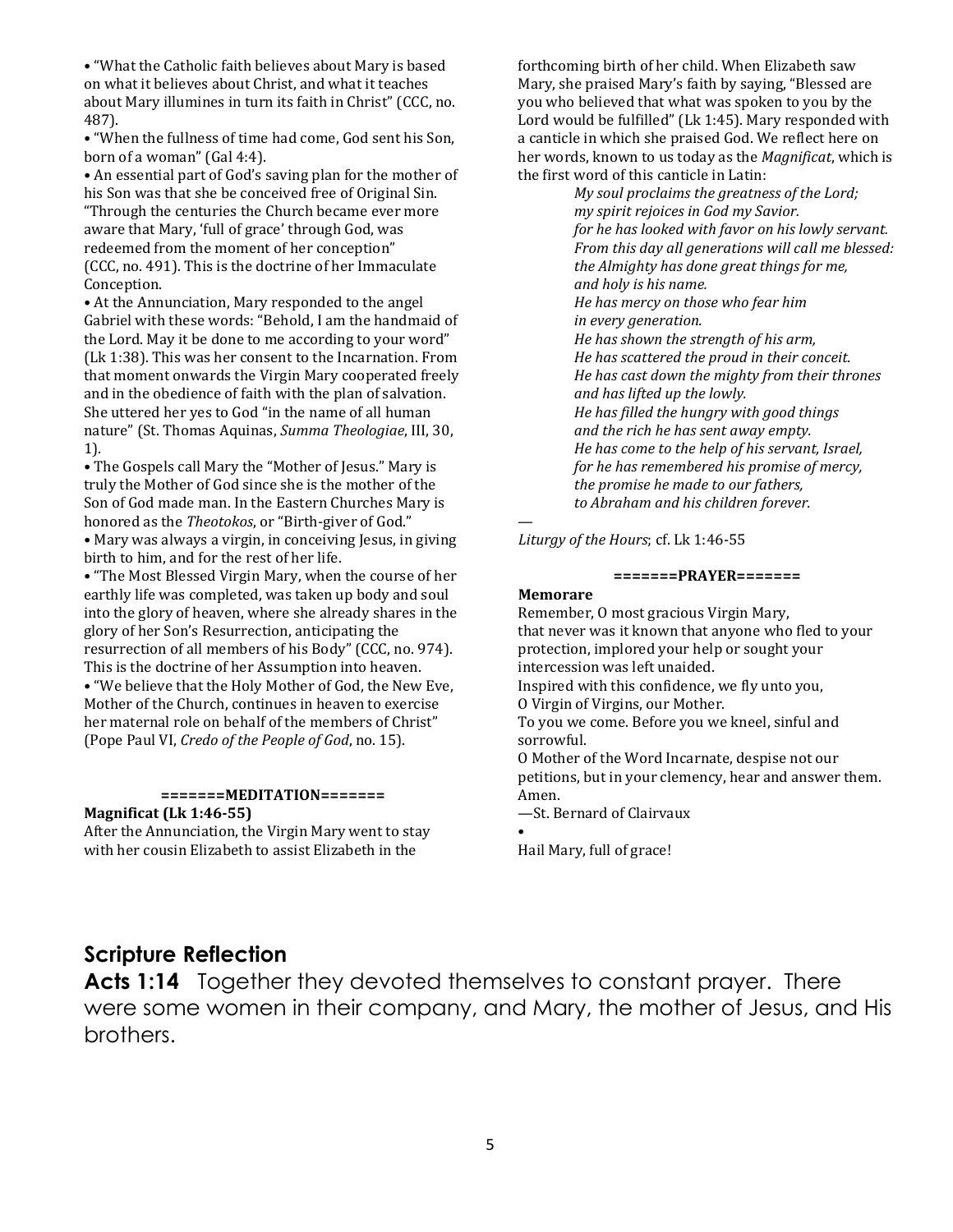• "What the Catholic faith believes about Mary is based on what it believes about Christ, and what it teaches about Mary illumines in turn its faith in Christ" (CCC, no. 487).

• "When the fullness of time had come, God sent his Son, born of a woman" (Gal 4:4).

• An essential part of God's saving plan for the mother of his Son was that she be conceived free of Original Sin. "Through the centuries the Church became ever more aware that Mary, 'full of grace' through God, was redeemed from the moment of her conception" (CCC, no. 491). This is the doctrine of her Immaculate Conception.

• At the Annunciation, Mary responded to the angel Gabriel with these words: "Behold, I am the handmaid of the Lord. May it be done to me according to your word" (Lk 1:38). This was her consent to the Incarnation. From that moment onwards the Virgin Mary cooperated freely and in the obedience of faith with the plan of salvation. She uttered her yes to God "in the name of all human nature" (St. Thomas Aquinas, *Summa Theologiae*, III, 30, 1).

• The Gospels call Mary the "Mother of Jesus." Mary is truly the Mother of God since she is the mother of the Son of God made man. In the Eastern Churches Mary is honored as the *Theotokos*, or "Birth-giver of God."

• Mary was always a virgin, in conceiving Jesus, in giving birth to him, and for the rest of her life.

• "The Most Blessed Virgin Mary, when the course of her earthly life was completed, was taken up body and soul into the glory of heaven, where she already shares in the glory of her Son's Resurrection, anticipating the resurrection of all members of his Body" (CCC, no. 974). This is the doctrine of her Assumption into heaven.

• "We believe that the Holy Mother of God, the New Eve, Mother of the Church, continues in heaven to exercise her maternal role on behalf of the members of Christ" (Pope Paul VI, *Credo of the People of God*, no. 15).

**=======MEDITATION=======**

**Magnificat (Lk 1:46-55)**

After the Annunciation, the Virgin Mary went to stay with her cousin Elizabeth to assist Elizabeth in the forthcoming birth of her child. When Elizabeth saw Mary, she praised Mary's faith by saying, "Blessed are you who believed that what was spoken to you by the Lord would be fulfilled" (Lk 1:45). Mary responded with a canticle in which she praised God. We reflect here on her words, known to us today as the *Magnificat*, which is the first word of this canticle in Latin:

*My soul proclaims the greatness of the Lord;*
*my spirit rejoices in God my Savior.*
*for he has looked with favor on his lowly servant.*
*From this day all generations will call me blessed:*
*the Almighty has done great things for me,*
*and holy is his name.*
*He has mercy on those who fear him*
*in every generation.*
*He has shown the strength of his arm,*
*He has scattered the proud in their conceit.*
*He has cast down the mighty from their thrones*
*and has lifted up the lowly.*
*He has filled the hungry with good things*
*and the rich he has sent away empty.*
*He has come to the help of his servant, Israel,*
*for he has remembered his promise of mercy,*
*the promise he made to our fathers,*
*to Abraham and his children forever.*

—
*Liturgy of the Hours*; cf. Lk 1:46-55

**=======PRAYER=======**

**Memorare**

Remember, O most gracious Virgin Mary,
that never was it known that anyone who fled to your protection, implored your help or sought your intercession was left unaided.
Inspired with this confidence, we fly unto you,
O Virgin of Virgins, our Mother.
To you we come. Before you we kneel, sinful and sorrowful.
O Mother of the Word Incarnate, despise not our petitions, but in your clemency, hear and answer them. Amen.
—St. Bernard of Clairvaux

•

Hail Mary, full of grace!

## Scripture Reflection

**Acts 1:14** Together they devoted themselves to constant prayer. There were some women in their company, and Mary, the mother of Jesus, and His brothers.